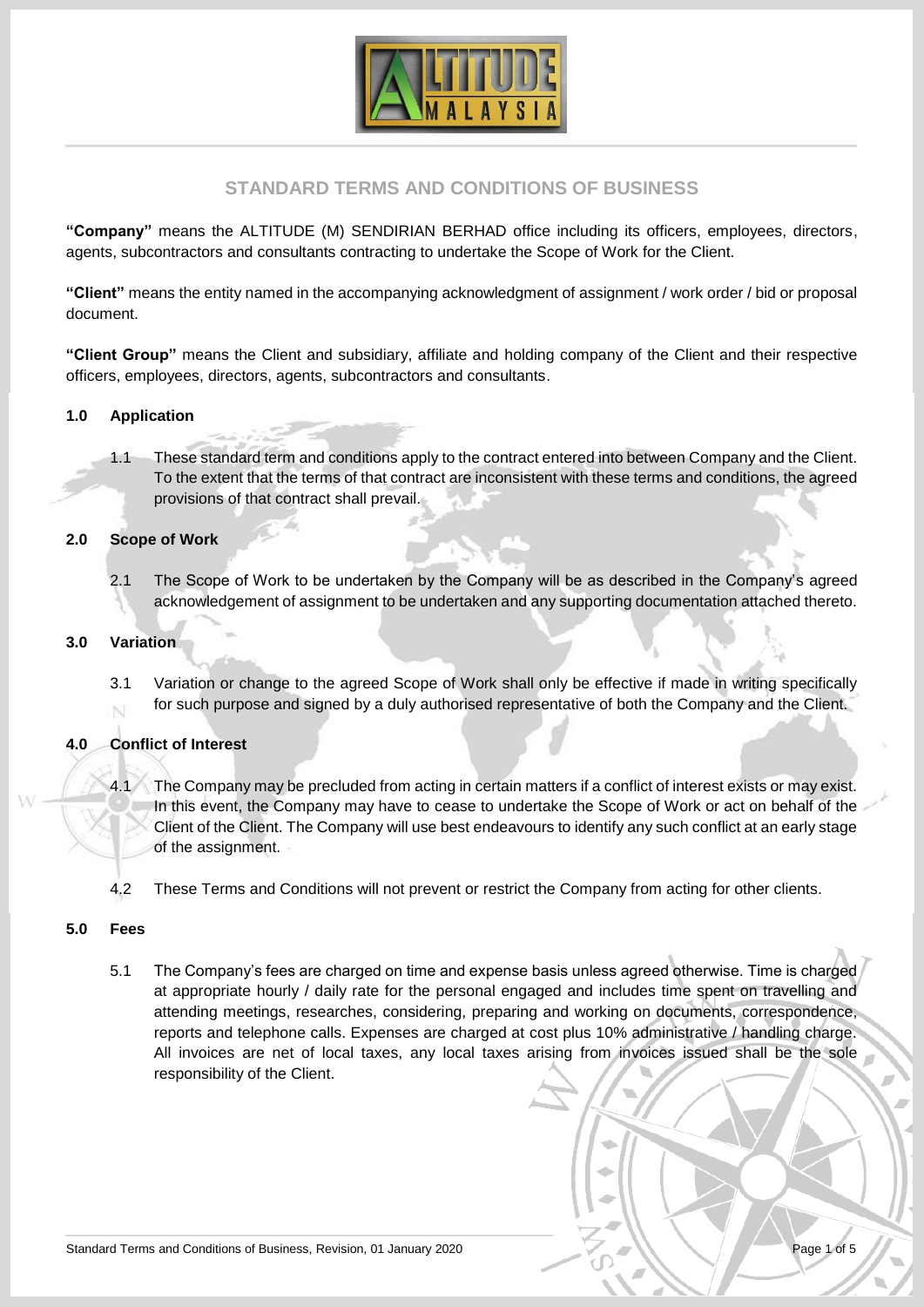# STANDARD TERMS AND CONDITIONS OF BUSINESS

**"Company"** means the ALTITUDE (M) SENDIRIAN BERHAD office including its officers, employees, directors, agents, subcontractors and consultants contracting to undertake the Scope of Work for the Client.

**"Client"** means the entity named in the accompanying acknowledgment of assignment / work order / bid or proposal document.

**"Client Group"** means the Client and subsidiary, affiliate and holding company of the Client and their respective officers, employees, directors, agents, subcontractors and consultants.

## 1.0 Application

1.1 These standard term and conditions apply to the contract entered into between Company and the Client. To the extent that the terms of that contract are inconsistent with these terms and conditions, the agreed provisions of that contract shall prevail.

## 2.0 Scope of Work

2.1 The Scope of Work to be undertaken by the Company will be as described in the Company's agreed acknowledgement of assignment to be undertaken and any supporting documentation attached thereto.

## 3.0 Variation

3.1 Variation or change to the agreed Scope of Work shall only be effective if made in writing specifically for such purpose and signed by a duly authorised representative of both the Company and the Client.

## 4.0 Conflict of Interest

4.1 The Company may be precluded from acting in certain matters if a conflict of interest exists or may exist. In this event, the Company may have to cease to undertake the Scope of Work or act on behalf of the Client of the Client. The Company will use best endeavours to identify any such conflict at an early stage of the assignment.

4.2 These Terms and Conditions will not prevent or restrict the Company from acting for other clients.

## 5.0 Fees

5.1 The Company's fees are charged on time and expense basis unless agreed otherwise. Time is charged at appropriate hourly / daily rate for the personal engaged and includes time spent on travelling and attending meetings, researches, considering, preparing and working on documents, correspondence, reports and telephone calls. Expenses are charged at cost plus 10% administrative / handling charge. All invoices are net of local taxes, any local taxes arising from invoices issued shall be the sole responsibility of the Client.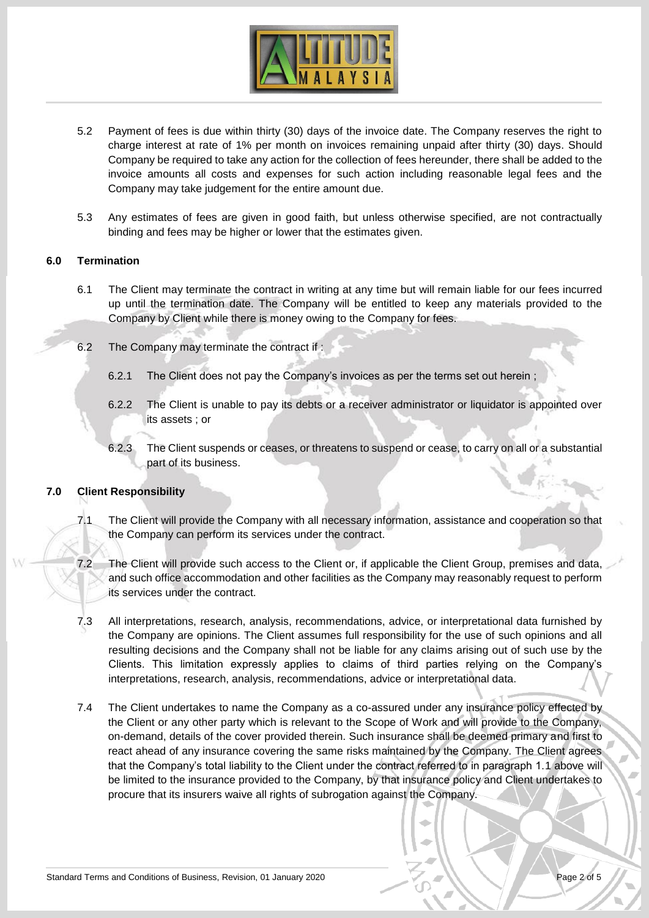5.2 Payment of fees is due within thirty (30) days of the invoice date. The Company reserves the right to charge interest at rate of 1% per month on invoices remaining unpaid after thirty (30) days. Should Company be required to take any action for the collection of fees hereunder, there shall be added to the invoice amounts all costs and expenses for such action including reasonable legal fees and the Company may take judgement for the entire amount due.

5.3 Any estimates of fees are given in good faith, but unless otherwise specified, are not contractually binding and fees may be higher or lower that the estimates given.

## 6.0 Termination

6.1 The Client may terminate the contract in writing at any time but will remain liable for our fees incurred up until the termination date. The Company will be entitled to keep any materials provided to the Company by Client while there is money owing to the Company for fees.

6.2 The Company may terminate the contract if :

6.2.1 The Client does not pay the Company's invoices as per the terms set out herein ;

6.2.2 The Client is unable to pay its debts or a receiver administrator or liquidator is appointed over its assets ; or

6.2.3 The Client suspends or ceases, or threatens to suspend or cease, to carry on all or a substantial part of its business.

## 7.0 Client Responsibility

7.1 The Client will provide the Company with all necessary information, assistance and cooperation so that the Company can perform its services under the contract.

7.2 The Client will provide such access to the Client or, if applicable the Client Group, premises and data, and such office accommodation and other facilities as the Company may reasonably request to perform its services under the contract.

7.3 All interpretations, research, analysis, recommendations, advice, or interpretational data furnished by the Company are opinions. The Client assumes full responsibility for the use of such opinions and all resulting decisions and the Company shall not be liable for any claims arising out of such use by the Clients. This limitation expressly applies to claims of third parties relying on the Company's interpretations, research, analysis, recommendations, advice or interpretational data.

7.4 The Client undertakes to name the Company as a co-assured under any insurance policy effected by the Client or any other party which is relevant to the Scope of Work and will provide to the Company, on-demand, details of the cover provided therein. Such insurance shall be deemed primary and first to react ahead of any insurance covering the same risks maintained by the Company. The Client agrees that the Company's total liability to the Client under the contract referred to in paragraph 1.1 above will be limited to the insurance provided to the Company, by that insurance policy and Client undertakes to procure that its insurers waive all rights of subrogation against the Company.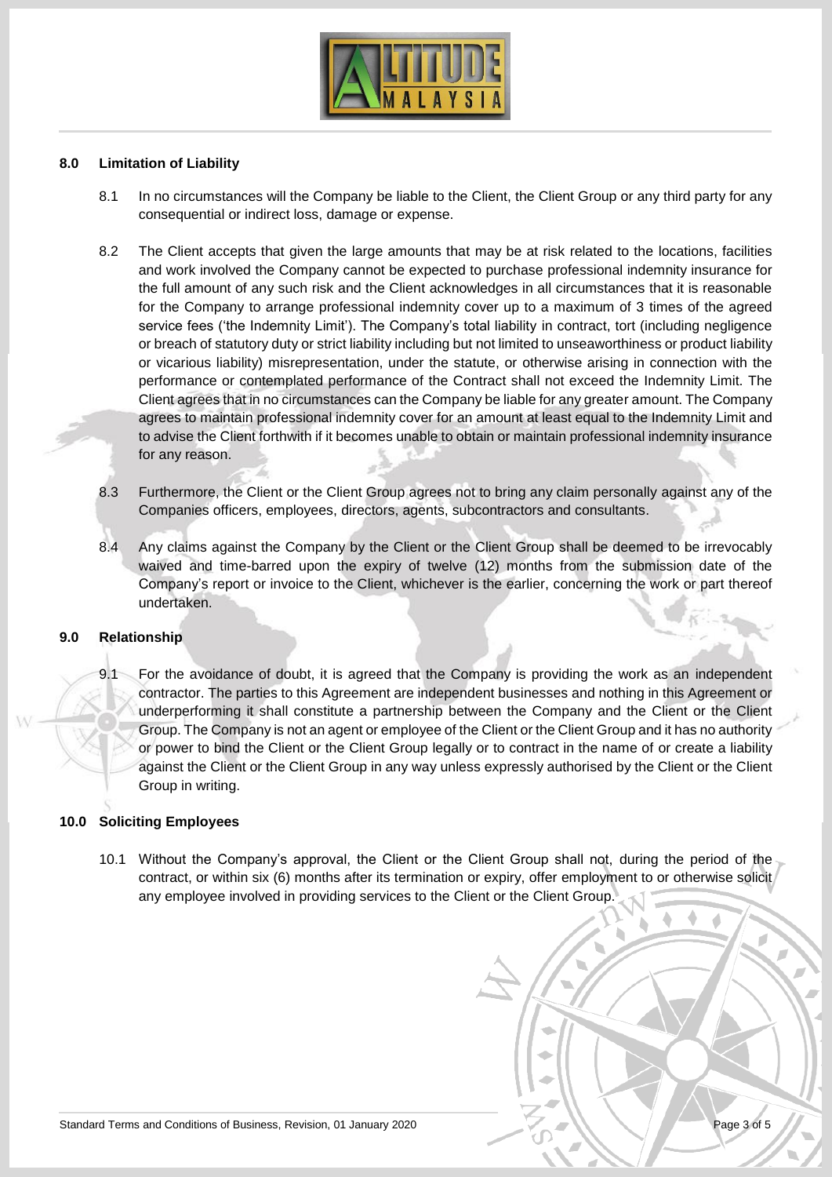## 8.0 Limitation of Liability

8.1 In no circumstances will the Company be liable to the Client, the Client Group or any third party for any consequential or indirect loss, damage or expense.

8.2 The Client accepts that given the large amounts that may be at risk related to the locations, facilities and work involved the Company cannot be expected to purchase professional indemnity insurance for the full amount of any such risk and the Client acknowledges in all circumstances that it is reasonable for the Company to arrange professional indemnity cover up to a maximum of 3 times of the agreed service fees ('the Indemnity Limit'). The Company's total liability in contract, tort (including negligence or breach of statutory duty or strict liability including but not limited to unseaworthiness or product liability or vicarious liability) misrepresentation, under the statute, or otherwise arising in connection with the performance or contemplated performance of the Contract shall not exceed the Indemnity Limit. The Client agrees that in no circumstances can the Company be liable for any greater amount. The Company agrees to maintain professional indemnity cover for an amount at least equal to the Indemnity Limit and to advise the Client forthwith if it becomes unable to obtain or maintain professional indemnity insurance for any reason.

8.3 Furthermore, the Client or the Client Group agrees not to bring any claim personally against any of the Companies officers, employees, directors, agents, subcontractors and consultants.

8.4 Any claims against the Company by the Client or the Client Group shall be deemed to be irrevocably waived and time-barred upon the expiry of twelve (12) months from the submission date of the Company's report or invoice to the Client, whichever is the earlier, concerning the work or part thereof undertaken.

## 9.0 Relationship

9.1 For the avoidance of doubt, it is agreed that the Company is providing the work as an independent contractor. The parties to this Agreement are independent businesses and nothing in this Agreement or underperforming it shall constitute a partnership between the Company and the Client or the Client Group. The Company is not an agent or employee of the Client or the Client Group and it has no authority or power to bind the Client or the Client Group legally or to contract in the name of or create a liability against the Client or the Client Group in any way unless expressly authorised by the Client or the Client Group in writing.

## 10.0 Soliciting Employees

10.1 Without the Company's approval, the Client or the Client Group shall not, during the period of the contract, or within six (6) months after its termination or expiry, offer employment to or otherwise solicit any employee involved in providing services to the Client or the Client Group.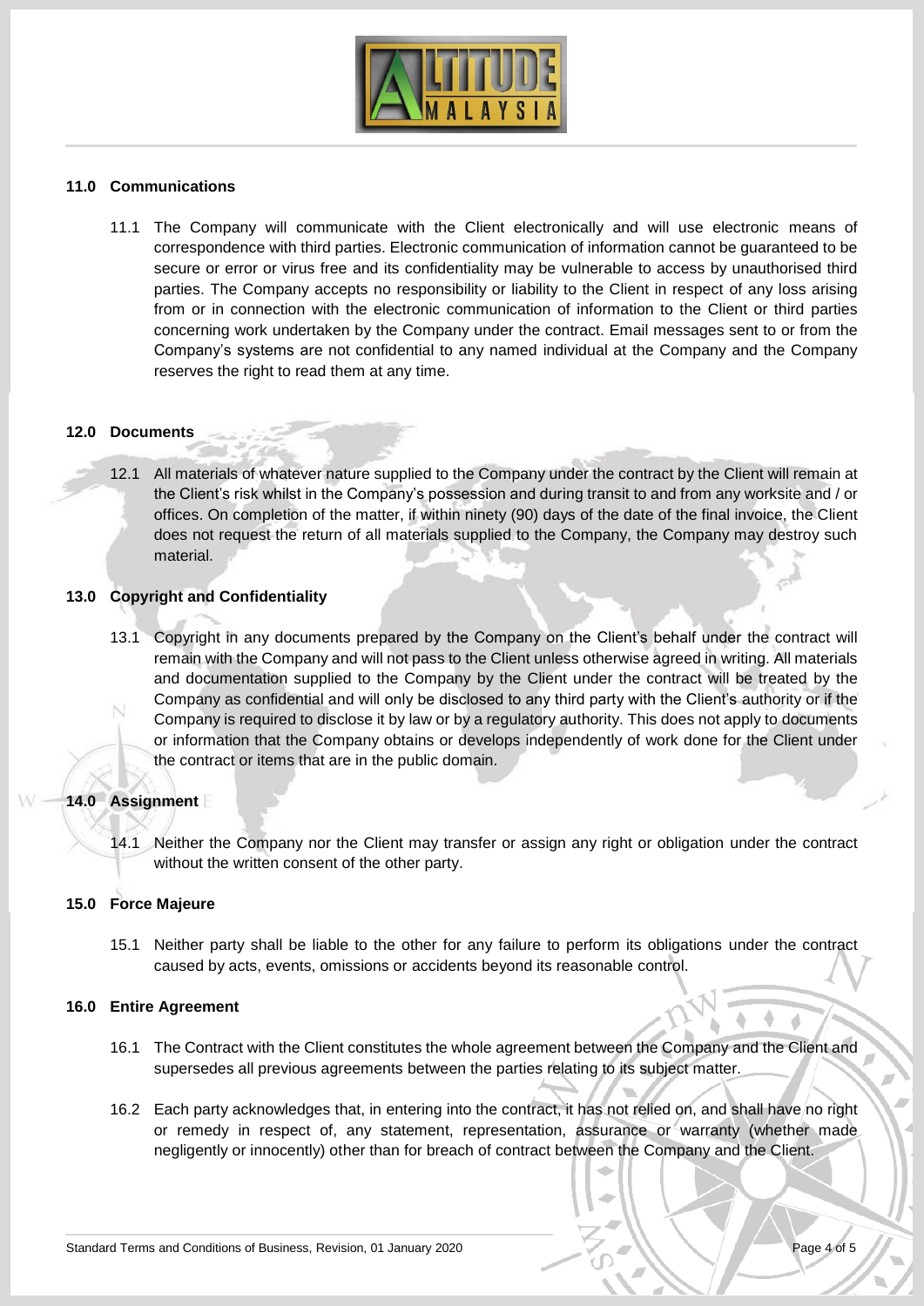## 11.0 Communications

11.1 The Company will communicate with the Client electronically and will use electronic means of correspondence with third parties. Electronic communication of information cannot be guaranteed to be secure or error or virus free and its confidentiality may be vulnerable to access by unauthorised third parties. The Company accepts no responsibility or liability to the Client in respect of any loss arising from or in connection with the electronic communication of information to the Client or third parties concerning work undertaken by the Company under the contract. Email messages sent to or from the Company's systems are not confidential to any named individual at the Company and the Company reserves the right to read them at any time.

## 12.0 Documents

12.1 All materials of whatever nature supplied to the Company under the contract by the Client will remain at the Client's risk whilst in the Company's possession and during transit to and from any worksite and / or offices. On completion of the matter, if within ninety (90) days of the date of the final invoice, the Client does not request the return of all materials supplied to the Company, the Company may destroy such material.

## 13.0 Copyright and Confidentiality

13.1 Copyright in any documents prepared by the Company on the Client's behalf under the contract will remain with the Company and will not pass to the Client unless otherwise agreed in writing. All materials and documentation supplied to the Company by the Client under the contract will be treated by the Company as confidential and will only be disclosed to any third party with the Client's authority or if the Company is required to disclose it by law or by a regulatory authority. This does not apply to documents or information that the Company obtains or develops independently of work done for the Client under the contract or items that are in the public domain.

## 14.0 Assignment

14.1 Neither the Company nor the Client may transfer or assign any right or obligation under the contract without the written consent of the other party.

## 15.0 Force Majeure

15.1 Neither party shall be liable to the other for any failure to perform its obligations under the contract caused by acts, events, omissions or accidents beyond its reasonable control.

## 16.0 Entire Agreement

16.1 The Contract with the Client constitutes the whole agreement between the Company and the Client and supersedes all previous agreements between the parties relating to its subject matter.

16.2 Each party acknowledges that, in entering into the contract, it has not relied on, and shall have no right or remedy in respect of, any statement, representation, assurance or warranty (whether made negligently or innocently) other than for breach of contract between the Company and the Client.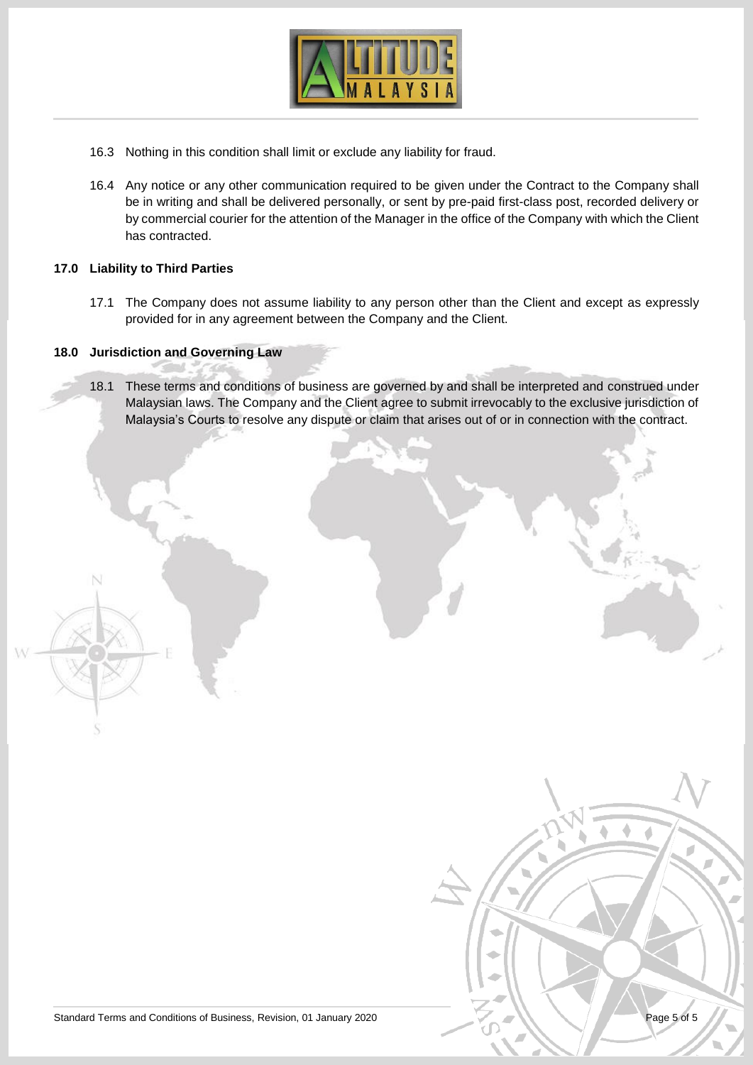16.3 Nothing in this condition shall limit or exclude any liability for fraud.

16.4 Any notice or any other communication required to be given under the Contract to the Company shall be in writing and shall be delivered personally, or sent by pre-paid first-class post, recorded delivery or by commercial courier for the attention of the Manager in the office of the Company with which the Client has contracted.

## 17.0 Liability to Third Parties

17.1 The Company does not assume liability to any person other than the Client and except as expressly provided for in any agreement between the Company and the Client.

## 18.0 Jurisdiction and Governing Law

18.1 These terms and conditions of business are governed by and shall be interpreted and construed under Malaysian laws. The Company and the Client agree to submit irrevocably to the exclusive jurisdiction of Malaysia's Courts to resolve any dispute or claim that arises out of or in connection with the contract.